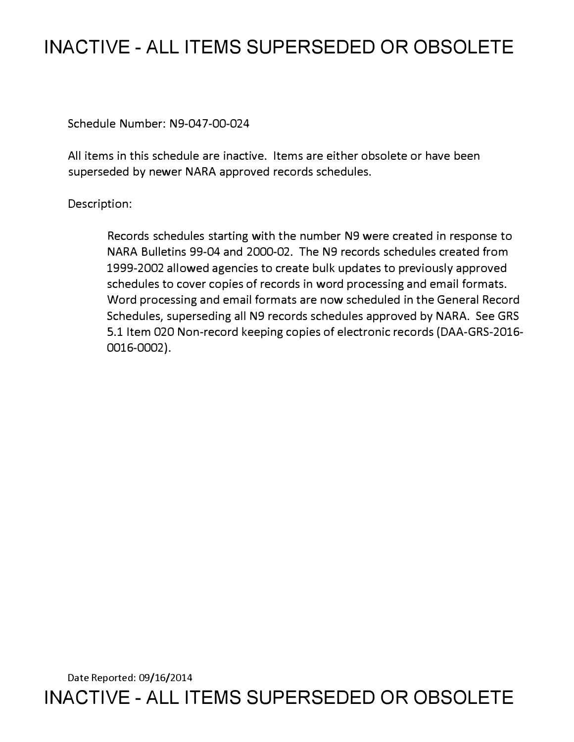# INACTIVE - ALL ITEMS SUPERSEDED OR OBSOLETE

Schedule Number: N9-047-00-024

All items in this schedule are inactive. Items are either obsolete or have been superseded by newer NARA approved records schedules.

Description:

> Records schedules starting with the number N9 were created in response to NARA Bulletins 99-04 and 2000-02. The N9 records schedules created from 1999-2002 allowed agencies to create bulk updates to previously approved schedules to cover copies of records in word processing and email formats. Word processing and email formats are now scheduled in the General Record Schedules, superseding all N9 records schedules approved by NARA. See GRS 5.1 Item 020 Non-record keeping copies of electronic records (DAA-GRS-2016-0016-0002).

Date Reported: 09/16/2014

# INACTIVE - ALL ITEMS SUPERSEDED OR OBSOLETE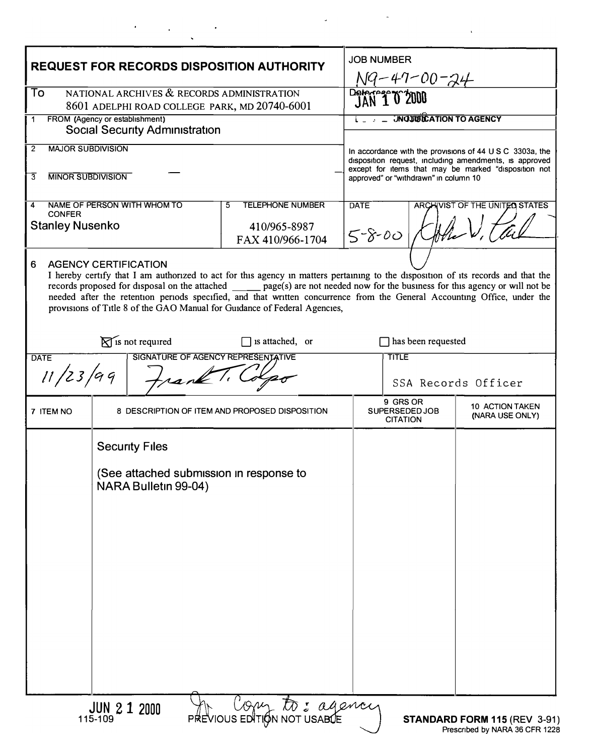# REQUEST FOR RECORDS DISPOSITION AUTHORITY

**JOB NUMBER** N1-47-00-24

**Date received** JAN 10 2000

**To** NATIONAL ARCHIVES & RECORDS ADMINISTRATION
8601 ADELPHI ROAD COLLEGE PARK, MD 20740-6001

**1 FROM (Agency or establishment)**
Social Security Administration

**2 MAJOR SUBDIVISION**

**3 MINOR SUBDIVISION**

**NOTIFICATION TO AGENCY**

In accordance with the provisions of 44 U S C 3303a, the disposition request, including amendments, is approved except for items that may be marked "disposition not approved" or "withdrawn" in column 10

**4 NAME OF PERSON WITH WHOM TO CONFER**
Stanley Nusenko

**5 TELEPHONE NUMBER**
410/965-8987
FAX 410/966-1704

**DATE** 5-8-00

**ARCHIVIST OF THE UNITED STATES** (signature)

**6 AGENCY CERTIFICATION**

I hereby certify that I am authorized to act for this agency in matters pertaining to the disposition of its records and that the records proposed for disposal on the attached ______ page(s) are not needed now for the business for this agency or will not be needed after the retention periods specified, and that written concurrence from the General Accounting Office, under the provisions of Title 8 of the GAO Manual for Guidance of Federal Agencies,

☒ is not required ☐ is attached, or ☐ has been requested

| DATE | SIGNATURE OF AGENCY REPRESENTATIVE | TITLE |
|---|---|---|
| 11/23/99 | Frank T. Colgo | SSA Records Officer |

| 7 ITEM NO | 8 DESCRIPTION OF ITEM AND PROPOSED DISPOSITION | 9 GRS OR SUPERSEDED JOB CITATION | 10 ACTION TAKEN (NARA USE ONLY) |
|---|---|---|---|
| | Security Files<br><br>(See attached submission in response to NARA Bulletin 99-04) | | |

JUN 21 2000
115-109

Copy to: agency

PREVIOUS EDITION NOT USABLE

**STANDARD FORM 115** (REV 3-91)
Prescribed by NARA 36 CFR 1228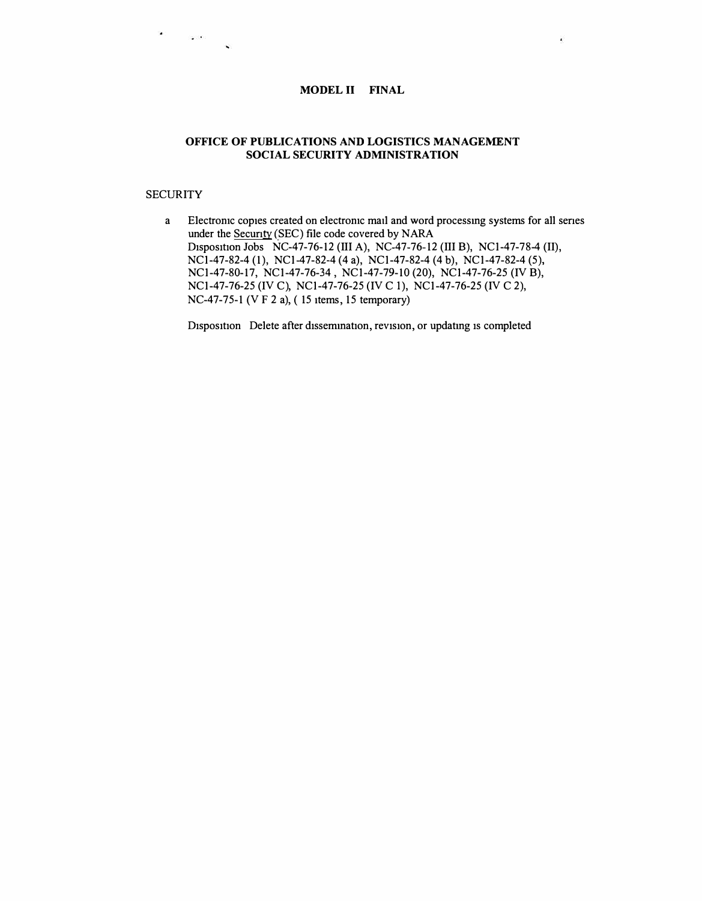**MODEL II FINAL**

**OFFICE OF PUBLICATIONS AND LOGISTICS MANAGEMENT**
**SOCIAL SECURITY ADMINISTRATION**

SECURITY

a Electronic copies created on electronic mail and word processing systems for all series under the Security (SEC) file code covered by NARA Disposition Jobs NC-47-76-12 (III A), NC-47-76-12 (III B), NC1-47-78-4 (II), NC1-47-82-4 (1), NC1-47-82-4 (4 a), NC1-47-82-4 (4 b), NC1-47-82-4 (5), NC1-47-80-17, NC1-47-76-34 , NC1-47-79-10 (20), NC1-47-76-25 (IV B), NC1-47-76-25 (IV C), NC1-47-76-25 (IV C 1), NC1-47-76-25 (IV C 2), NC-47-75-1 (V F 2 a), ( 15 items, 15 temporary)

Disposition Delete after dissemination, revision, or updating is completed